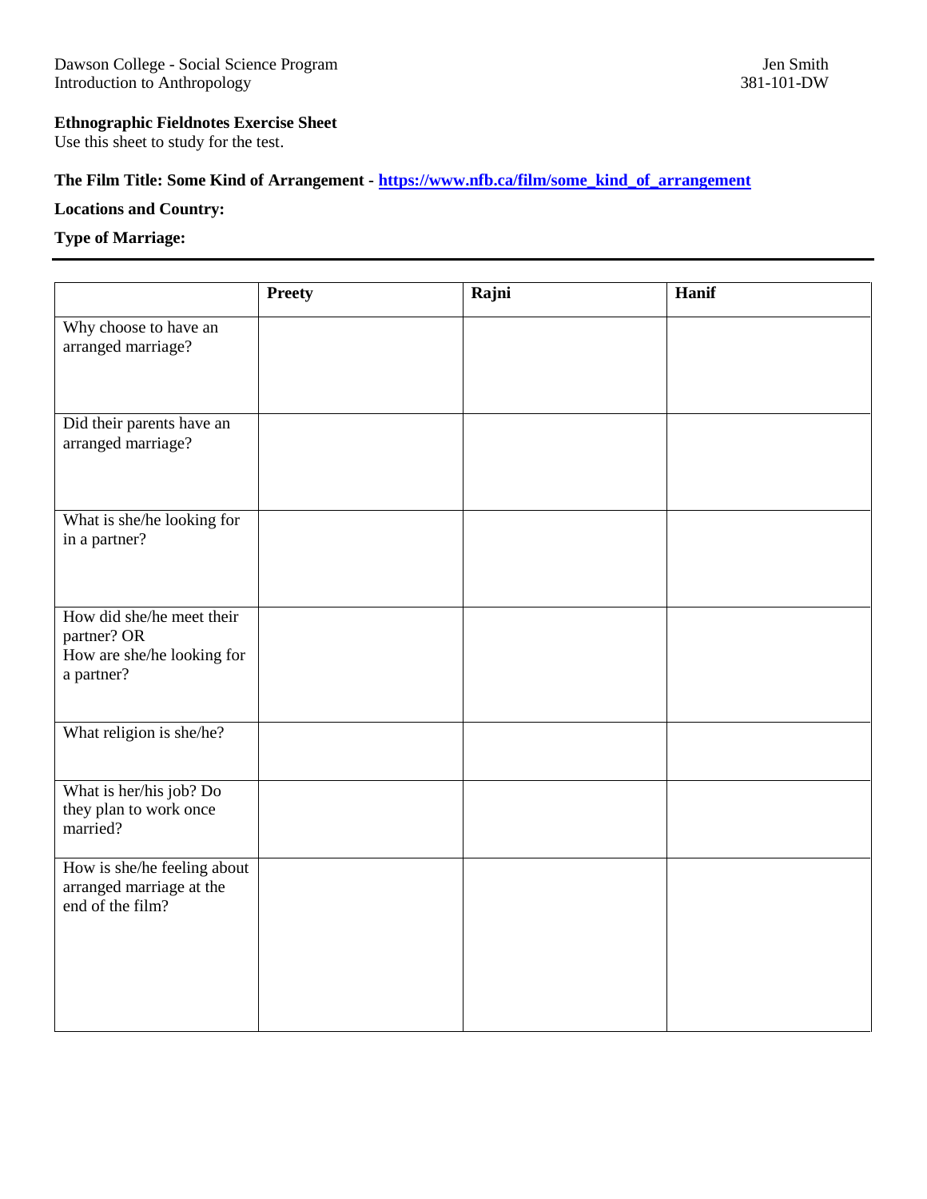Dawson College - Social Science Program
Introduction to Anthropology

Jen Smith
381-101-DW

**Ethnographic Fieldnotes Exercise Sheet**
Use this sheet to study for the test.

**The Film Title: Some Kind of Arrangement - [https://www.nfb.ca/film/some_kind_of_arrangement](https://www.nfb.ca/film/some_kind_of_arrangement)**

**Locations and Country:**

**Type of Marriage:**

---

| | **Preety** | **Rajni** | **Hanif** |
|---|---|---|---|
| Why choose to have an arranged marriage? | | | |
| Did their parents have an arranged marriage? | | | |
| What is she/he looking for in a partner? | | | |
| How did she/he meet their partner? OR How are she/he looking for a partner? | | | |
| What religion is she/he? | | | |
| What is her/his job? Do they plan to work once married? | | | |
| How is she/he feeling about arranged marriage at the end of the film? | | | |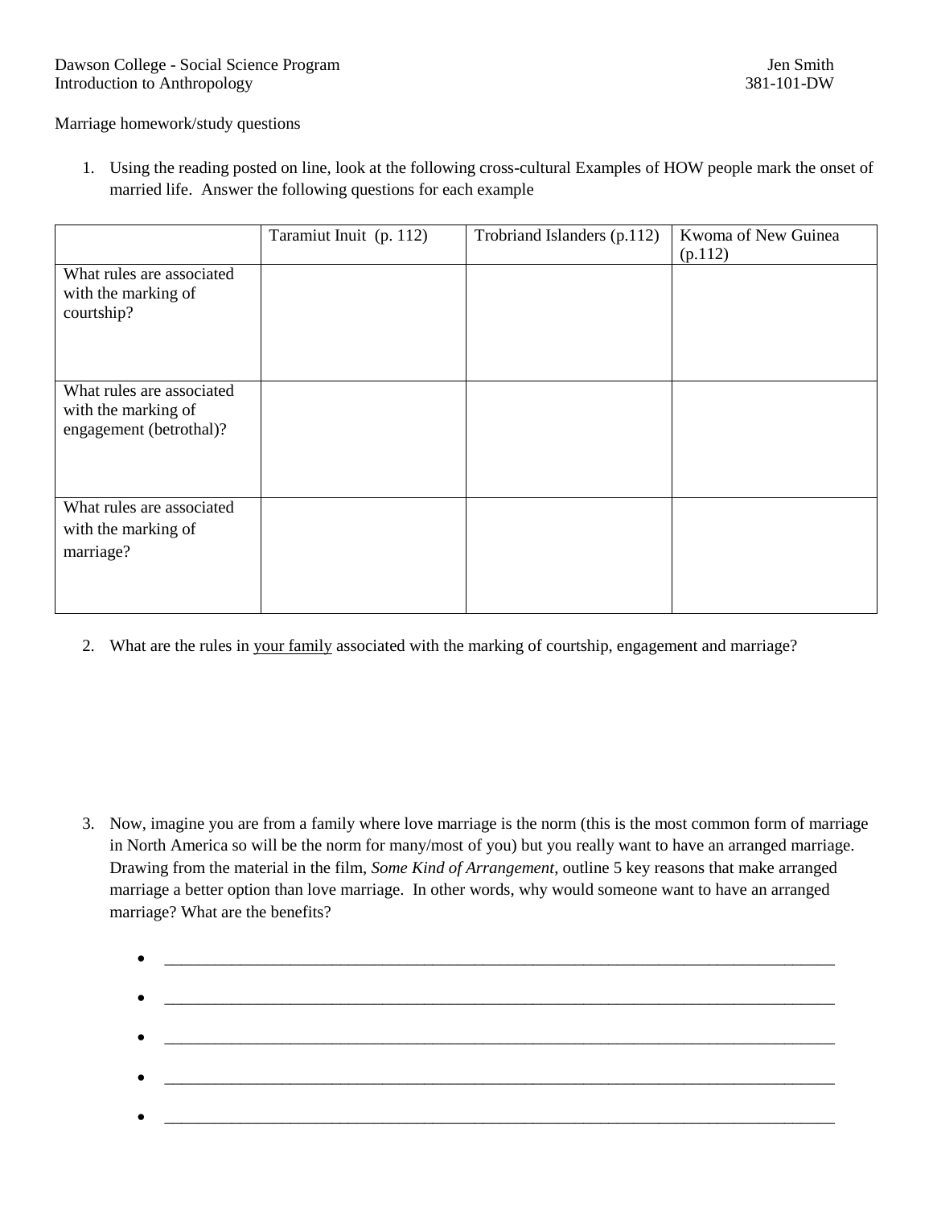Dawson College - Social Science Program
Introduction to Anthropology

Jen Smith
381-101-DW

Marriage homework/study questions

1. Using the reading posted on line, look at the following cross-cultural Examples of HOW people mark the onset of married life. Answer the following questions for each example

| | Taramiut Inuit (p. 112) | Trobriand Islanders (p.112) | Kwoma of New Guinea (p.112) |
|---|---|---|---|
| What rules are associated with the marking of courtship? | | | |
| What rules are associated with the marking of engagement (betrothal)? | | | |
| What rules are associated with the marking of marriage? | | | |

2. What are the rules in <u>your family</u> associated with the marking of courtship, engagement and marriage?

3. Now, imagine you are from a family where love marriage is the norm (this is the most common form of marriage in North America so will be the norm for many/most of you) but you really want to have an arranged marriage. Drawing from the material in the film, *Some Kind of Arrangement*, outline 5 key reasons that make arranged marriage a better option than love marriage. In other words, why would someone want to have an arranged marriage? What are the benefits?

- ___________________________________________________________________________
- ___________________________________________________________________________
- ___________________________________________________________________________
- ___________________________________________________________________________
- ___________________________________________________________________________